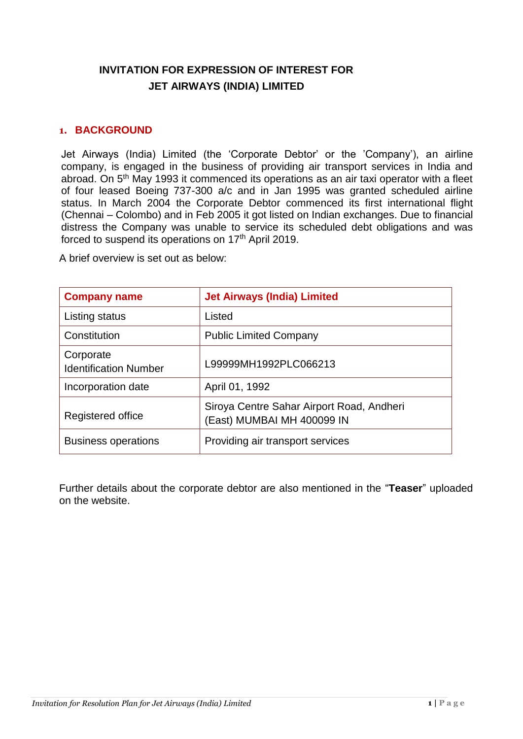# INVITATION FOR EXPRESSION OF INTEREST FOR JET AIRWAYS (INDIA) LIMITED

## 1. BACKGROUND

Jet Airways (India) Limited (the 'Corporate Debtor' or the 'Company'), an airline company, is engaged in the business of providing air transport services in India and abroad. On 5th May 1993 it commenced its operations as an air taxi operator with a fleet of four leased Boeing 737-300 a/c and in Jan 1995 was granted scheduled airline status. In March 2004 the Corporate Debtor commenced its first international flight (Chennai – Colombo) and in Feb 2005 it got listed on Indian exchanges. Due to financial distress the Company was unable to service its scheduled debt obligations and was forced to suspend its operations on 17th April 2019.

A brief overview is set out as below:

| Company name | Jet Airways (India) Limited |
|---|---|
| Listing status | Listed |
| Constitution | Public Limited Company |
| Corporate Identification Number | L99999MH1992PLC066213 |
| Incorporation date | April 01, 1992 |
| Registered office | Siroya Centre Sahar Airport Road, Andheri (East) MUMBAI MH 400099 IN |
| Business operations | Providing air transport services |

Further details about the corporate debtor are also mentioned in the "**Teaser**" uploaded on the website.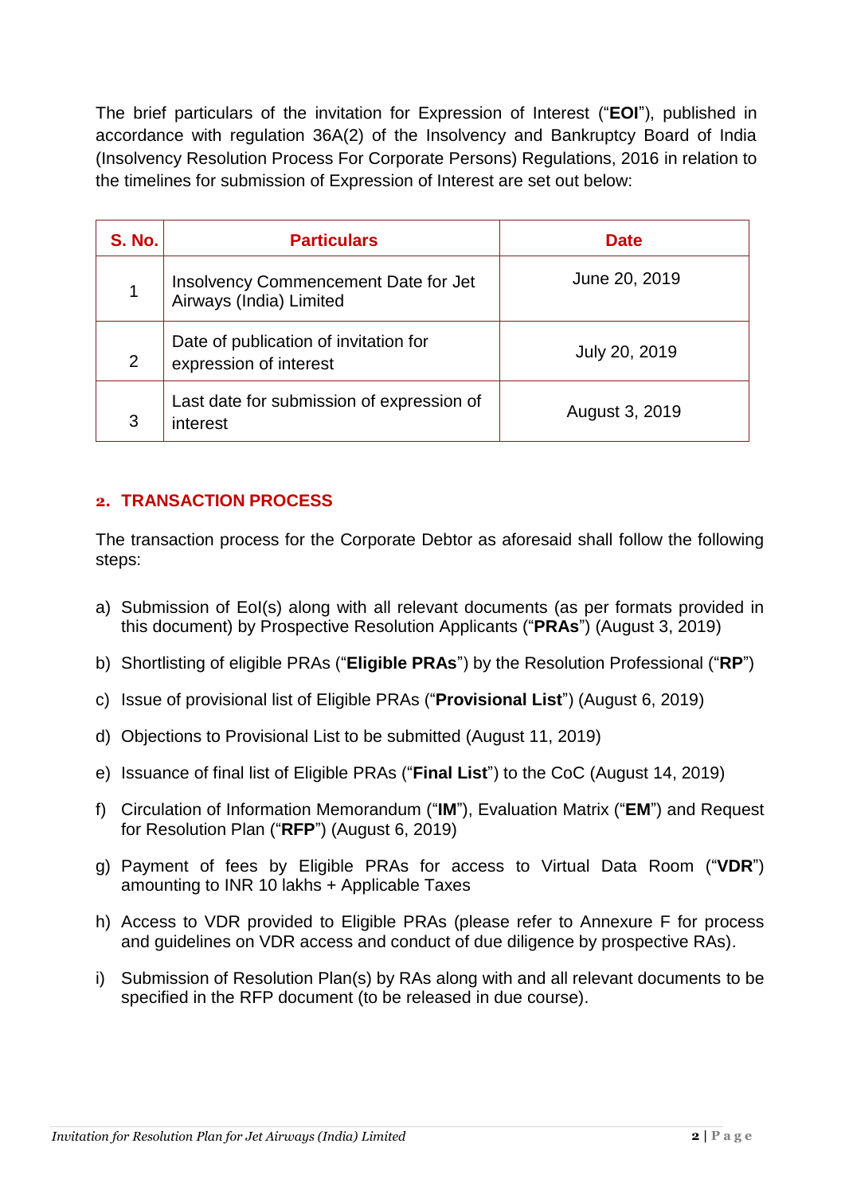The brief particulars of the invitation for Expression of Interest ("**EOI**"), published in accordance with regulation 36A(2) of the Insolvency and Bankruptcy Board of India (Insolvency Resolution Process For Corporate Persons) Regulations, 2016 in relation to the timelines for submission of Expression of Interest are set out below:

| S. No. | Particulars | Date |
|---|---|---|
| 1 | Insolvency Commencement Date for Jet Airways (India) Limited | June 20, 2019 |
| 2 | Date of publication of invitation for expression of interest | July 20, 2019 |
| 3 | Last date for submission of expression of interest | August 3, 2019 |

## 2. TRANSACTION PROCESS

The transaction process for the Corporate Debtor as aforesaid shall follow the following steps:

a) Submission of EoI(s) along with all relevant documents (as per formats provided in this document) by Prospective Resolution Applicants ("**PRAs**") (August 3, 2019)

b) Shortlisting of eligible PRAs ("**Eligible PRAs**") by the Resolution Professional ("**RP**")

c) Issue of provisional list of Eligible PRAs ("**Provisional List**") (August 6, 2019)

d) Objections to Provisional List to be submitted (August 11, 2019)

e) Issuance of final list of Eligible PRAs ("**Final List**") to the CoC (August 14, 2019)

f) Circulation of Information Memorandum ("**IM**"), Evaluation Matrix ("**EM**") and Request for Resolution Plan ("**RFP**") (August 6, 2019)

g) Payment of fees by Eligible PRAs for access to Virtual Data Room ("**VDR**") amounting to INR 10 lakhs + Applicable Taxes

h) Access to VDR provided to Eligible PRAs (please refer to Annexure F for process and guidelines on VDR access and conduct of due diligence by prospective RAs).

i) Submission of Resolution Plan(s) by RAs along with and all relevant documents to be specified in the RFP document (to be released in due course).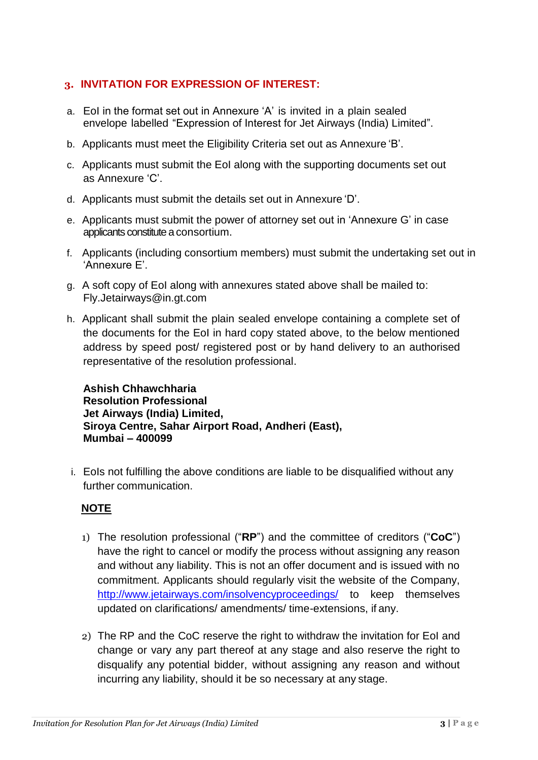## 3. INVITATION FOR EXPRESSION OF INTEREST:

a. EoI in the format set out in Annexure 'A' is invited in a plain sealed envelope labelled "Expression of Interest for Jet Airways (India) Limited".

b. Applicants must meet the Eligibility Criteria set out as Annexure 'B'.

c. Applicants must submit the EoI along with the supporting documents set out as Annexure 'C'.

d. Applicants must submit the details set out in Annexure 'D'.

e. Applicants must submit the power of attorney set out in 'Annexure G' in case applicants constitute a consortium.

f. Applicants (including consortium members) must submit the undertaking set out in 'Annexure E'.

g. A soft copy of EoI along with annexures stated above shall be mailed to: Fly.Jetairways@in.gt.com

h. Applicant shall submit the plain sealed envelope containing a complete set of the documents for the EoI in hard copy stated above, to the below mentioned address by speed post/ registered post or by hand delivery to an authorised representative of the resolution professional.

**Ashish Chhawchharia**
**Resolution Professional**
**Jet Airways (India) Limited,**
**Siroya Centre, Sahar Airport Road, Andheri (East),**
**Mumbai – 400099**

i. EoIs not fulfilling the above conditions are liable to be disqualified without any further communication.

**NOTE**

1) The resolution professional ("**RP**") and the committee of creditors ("**CoC**") have the right to cancel or modify the process without assigning any reason and without any liability. This is not an offer document and is issued with no commitment. Applicants should regularly visit the website of the Company, http://www.jetairways.com/insolvencyproceedings/ to keep themselves updated on clarifications/ amendments/ time-extensions, if any.

2) The RP and the CoC reserve the right to withdraw the invitation for EoI and change or vary any part thereof at any stage and also reserve the right to disqualify any potential bidder, without assigning any reason and without incurring any liability, should it be so necessary at any stage.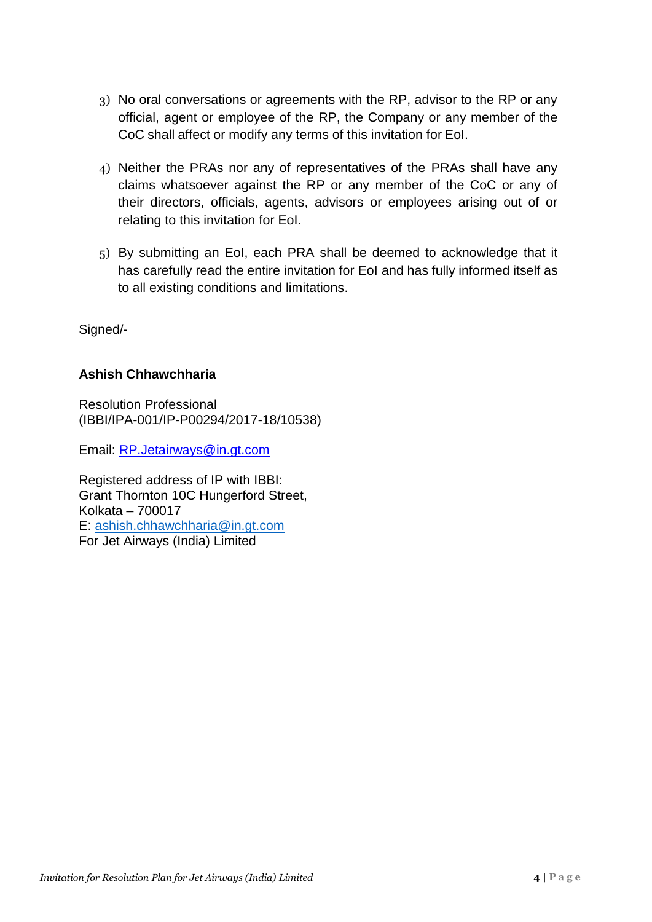3) No oral conversations or agreements with the RP, advisor to the RP or any official, agent or employee of the RP, the Company or any member of the CoC shall affect or modify any terms of this invitation for EoI.

4) Neither the PRAs nor any of representatives of the PRAs shall have any claims whatsoever against the RP or any member of the CoC or any of their directors, officials, agents, advisors or employees arising out of or relating to this invitation for EoI.

5) By submitting an EoI, each PRA shall be deemed to acknowledge that it has carefully read the entire invitation for EoI and has fully informed itself as to all existing conditions and limitations.

Signed/-

**Ashish Chhawchharia**

Resolution Professional
(IBBI/IPA-001/IP-P00294/2017-18/10538)

Email: RP.Jetairways@in.gt.com

Registered address of IP with IBBI:
Grant Thornton 10C Hungerford Street,
Kolkata – 700017
E: ashish.chhawchharia@in.gt.com
For Jet Airways (India) Limited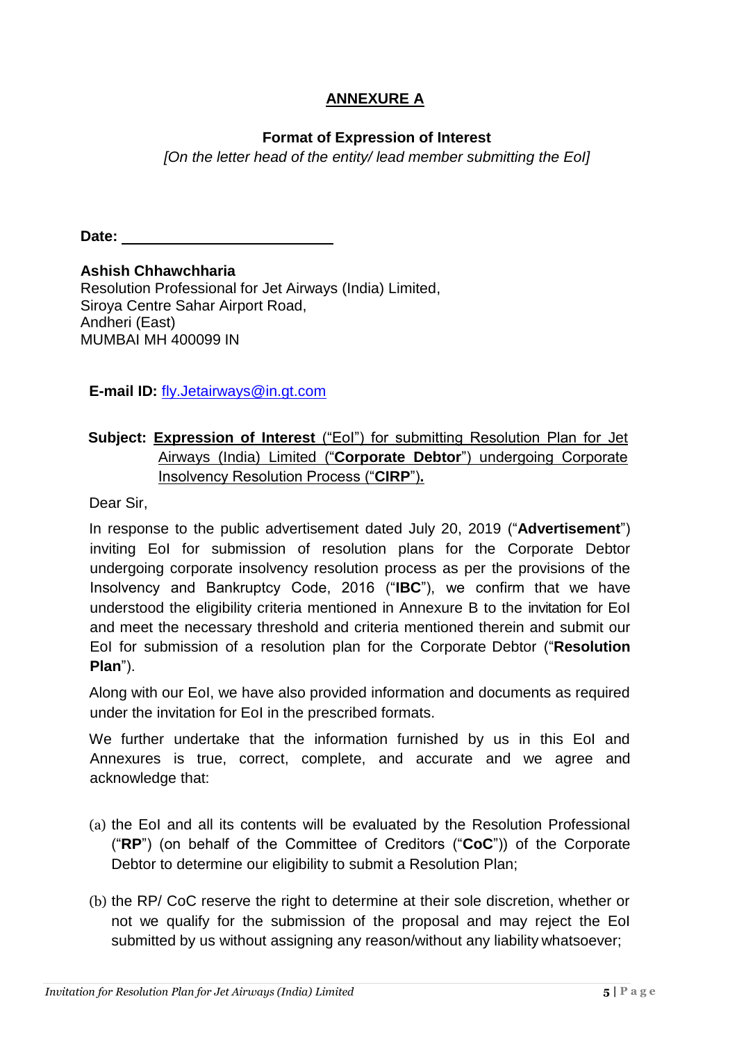## ANNEXURE A

**Format of Expression of Interest**

*[On the letter head of the entity/ lead member submitting the EoI]*

**Date:** ______________________

**Ashish Chhawchharia**
Resolution Professional for Jet Airways (India) Limited,
Siroya Centre Sahar Airport Road,
Andheri (East)
MUMBAI MH 400099 IN

**E-mail ID:** fly.Jetairways@in.gt.com

**Subject:** **Expression of Interest** ("EoI") for submitting Resolution Plan for Jet Airways (India) Limited ("**Corporate Debtor**") undergoing Corporate Insolvency Resolution Process ("**CIRP**")**.**

Dear Sir,

In response to the public advertisement dated July 20, 2019 ("**Advertisement**") inviting EoI for submission of resolution plans for the Corporate Debtor undergoing corporate insolvency resolution process as per the provisions of the Insolvency and Bankruptcy Code, 2016 ("**IBC**"), we confirm that we have understood the eligibility criteria mentioned in Annexure B to the invitation for EoI and meet the necessary threshold and criteria mentioned therein and submit our EoI for submission of a resolution plan for the Corporate Debtor ("**Resolution Plan**").

Along with our EoI, we have also provided information and documents as required under the invitation for EoI in the prescribed formats.

We further undertake that the information furnished by us in this EoI and Annexures is true, correct, complete, and accurate and we agree and acknowledge that:

(a) the EoI and all its contents will be evaluated by the Resolution Professional ("**RP**") (on behalf of the Committee of Creditors ("**CoC**")) of the Corporate Debtor to determine our eligibility to submit a Resolution Plan;

(b) the RP/ CoC reserve the right to determine at their sole discretion, whether or not we qualify for the submission of the proposal and may reject the EoI submitted by us without assigning any reason/without any liability whatsoever;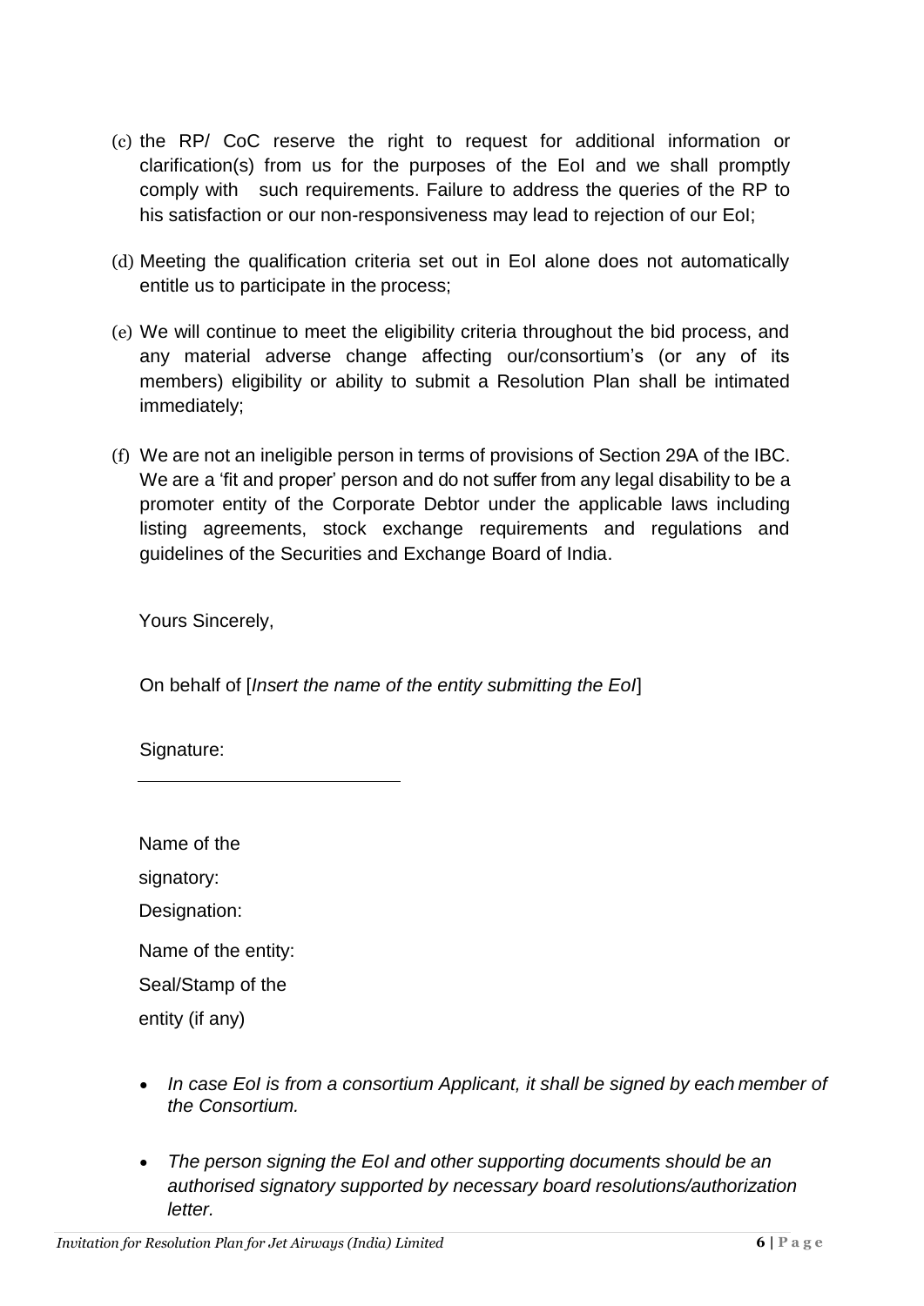(c) the RP/ CoC reserve the right to request for additional information or clarification(s) from us for the purposes of the EoI and we shall promptly comply with such requirements. Failure to address the queries of the RP to his satisfaction or our non-responsiveness may lead to rejection of our EoI;

(d) Meeting the qualification criteria set out in EoI alone does not automatically entitle us to participate in the process;

(e) We will continue to meet the eligibility criteria throughout the bid process, and any material adverse change affecting our/consortium's (or any of its members) eligibility or ability to submit a Resolution Plan shall be intimated immediately;

(f) We are not an ineligible person in terms of provisions of Section 29A of the IBC. We are a 'fit and proper' person and do not suffer from any legal disability to be a promoter entity of the Corporate Debtor under the applicable laws including listing agreements, stock exchange requirements and regulations and guidelines of the Securities and Exchange Board of India.

Yours Sincerely,

On behalf of [*Insert the name of the entity submitting the EoI*]

Signature:

___________________________

Name of the signatory:

Designation:

Name of the entity:

Seal/Stamp of the entity (if any)

- *In case EoI is from a consortium Applicant, it shall be signed by each member of the Consortium.*
- *The person signing the EoI and other supporting documents should be an authorised signatory supported by necessary board resolutions/authorization letter.*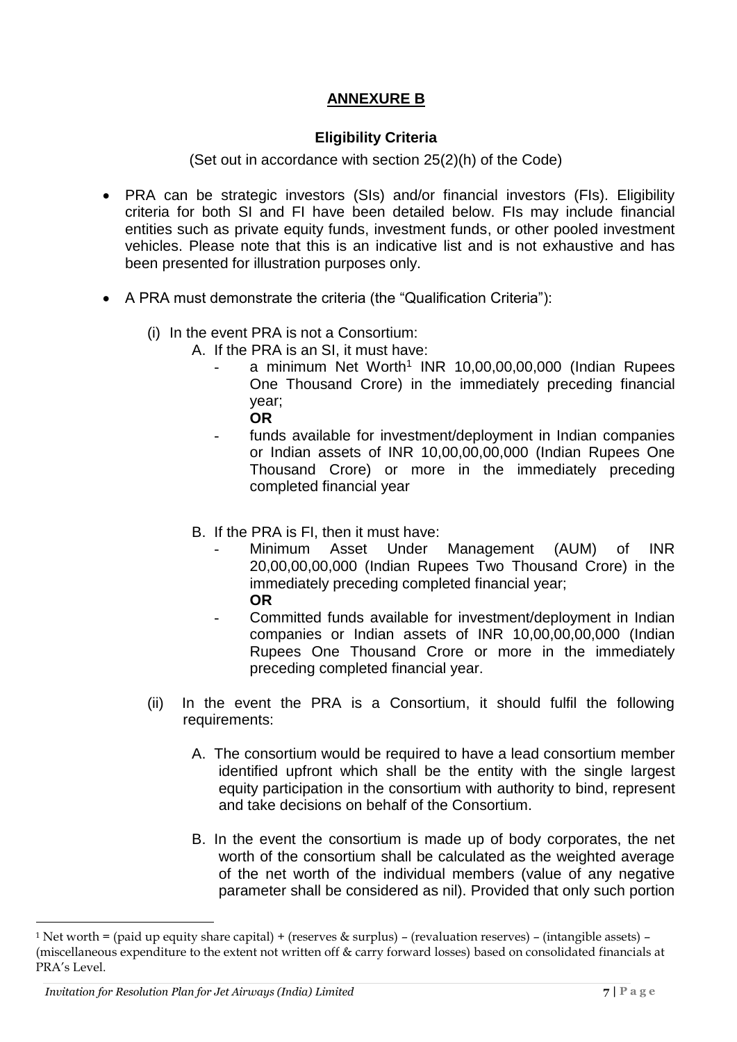## ANNEXURE B

### Eligibility Criteria

(Set out in accordance with section 25(2)(h) of the Code)

- PRA can be strategic investors (SIs) and/or financial investors (FIs). Eligibility criteria for both SI and FI have been detailed below. FIs may include financial entities such as private equity funds, investment funds, or other pooled investment vehicles. Please note that this is an indicative list and is not exhaustive and has been presented for illustration purposes only.
- A PRA must demonstrate the criteria (the "Qualification Criteria"):
  - (i) In the event PRA is not a Consortium:
    - A. If the PRA is an SI, it must have:
      - a minimum Net Worth[1] INR 10,00,00,00,000 (Indian Rupees One Thousand Crore) in the immediately preceding financial year;

        **OR**
      - funds available for investment/deployment in Indian companies or Indian assets of INR 10,00,00,00,000 (Indian Rupees One Thousand Crore) or more in the immediately preceding completed financial year
    - B. If the PRA is FI, then it must have:
      - Minimum Asset Under Management (AUM) of INR 20,00,00,00,000 (Indian Rupees Two Thousand Crore) in the immediately preceding completed financial year;

        **OR**
      - Committed funds available for investment/deployment in Indian companies or Indian assets of INR 10,00,00,00,000 (Indian Rupees One Thousand Crore or more in the immediately preceding completed financial year.
  - (ii) In the event the PRA is a Consortium, it should fulfil the following requirements:
    - A. The consortium would be required to have a lead consortium member identified upfront which shall be the entity with the single largest equity participation in the consortium with authority to bind, represent and take decisions on behalf of the Consortium.
    - B. In the event the consortium is made up of body corporates, the net worth of the consortium shall be calculated as the weighted average of the net worth of the individual members (value of any negative parameter shall be considered as nil). Provided that only such portion

---

[1] Net worth = (paid up equity share capital) + (reserves & surplus) – (revaluation reserves) – (intangible assets) – (miscellaneous expenditure to the extent not written off & carry forward losses) based on consolidated financials at PRA's Level.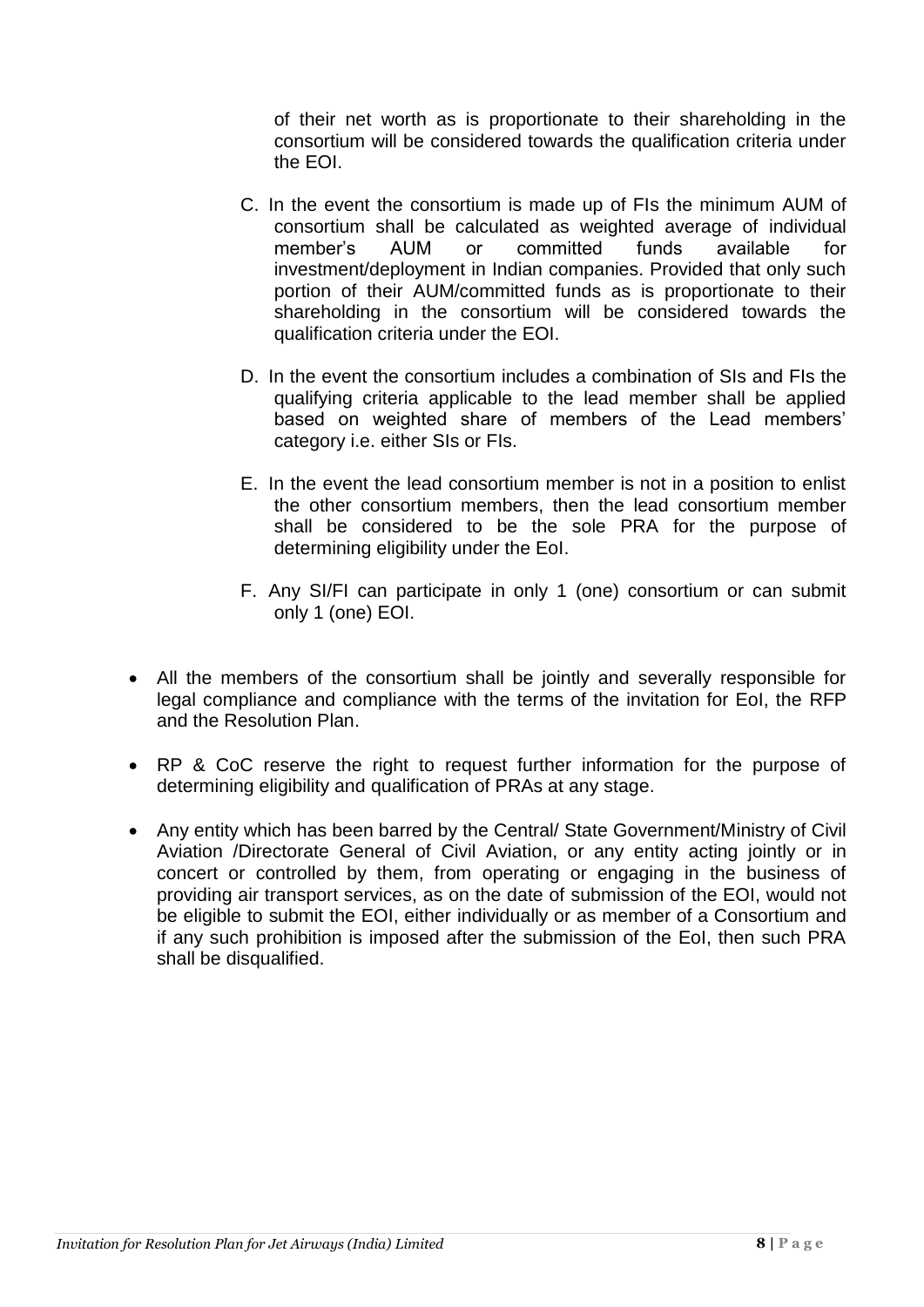of their net worth as is proportionate to their shareholding in the consortium will be considered towards the qualification criteria under the EOI.

C. In the event the consortium is made up of FIs the minimum AUM of consortium shall be calculated as weighted average of individual member's AUM or committed funds available for investment/deployment in Indian companies. Provided that only such portion of their AUM/committed funds as is proportionate to their shareholding in the consortium will be considered towards the qualification criteria under the EOI.

D. In the event the consortium includes a combination of SIs and FIs the qualifying criteria applicable to the lead member shall be applied based on weighted share of members of the Lead members' category i.e. either SIs or FIs.

E. In the event the lead consortium member is not in a position to enlist the other consortium members, then the lead consortium member shall be considered to be the sole PRA for the purpose of determining eligibility under the EoI.

F. Any SI/FI can participate in only 1 (one) consortium or can submit only 1 (one) EOI.

- All the members of the consortium shall be jointly and severally responsible for legal compliance and compliance with the terms of the invitation for EoI, the RFP and the Resolution Plan.

- RP & CoC reserve the right to request further information for the purpose of determining eligibility and qualification of PRAs at any stage.

- Any entity which has been barred by the Central/ State Government/Ministry of Civil Aviation /Directorate General of Civil Aviation, or any entity acting jointly or in concert or controlled by them, from operating or engaging in the business of providing air transport services, as on the date of submission of the EOI, would not be eligible to submit the EOI, either individually or as member of a Consortium and if any such prohibition is imposed after the submission of the EoI, then such PRA shall be disqualified.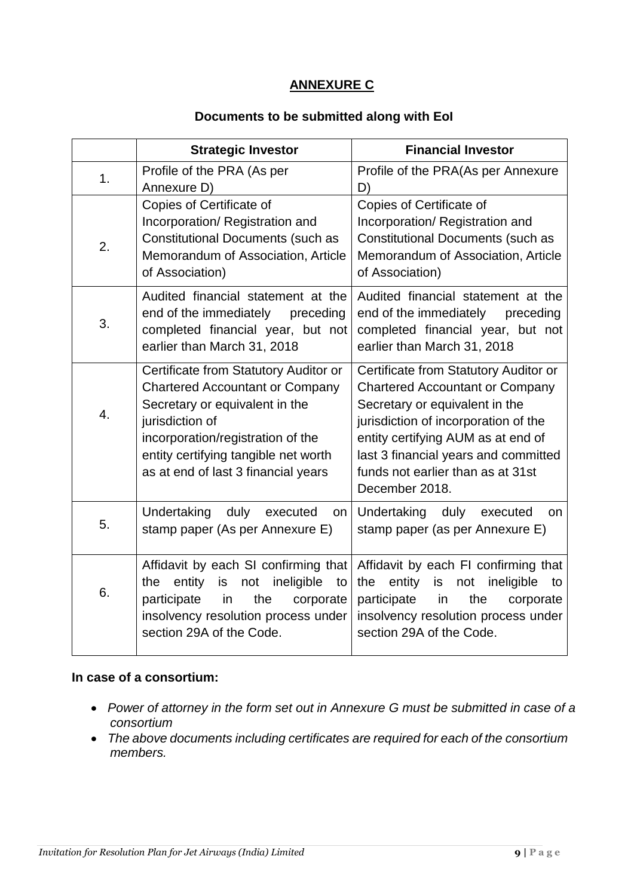# ANNEXURE C

## Documents to be submitted along with EoI

| | Strategic Investor | Financial Investor |
|---|---|---|
| 1. | Profile of the PRA (As per Annexure D) | Profile of the PRA(As per Annexure D) |
| 2. | Copies of Certificate of Incorporation/ Registration and Constitutional Documents (such as Memorandum of Association, Article of Association) | Copies of Certificate of Incorporation/ Registration and Constitutional Documents (such as Memorandum of Association, Article of Association) |
| 3. | Audited financial statement at the end of the immediately preceding completed financial year, but not earlier than March 31, 2018 | Audited financial statement at the end of the immediately preceding completed financial year, but not earlier than March 31, 2018 |
| 4. | Certificate from Statutory Auditor or Chartered Accountant or Company Secretary or equivalent in the jurisdiction of incorporation/registration of the entity certifying tangible net worth as at end of last 3 financial years | Certificate from Statutory Auditor or Chartered Accountant or Company Secretary or equivalent in the jurisdiction of incorporation of the entity certifying AUM as at end of last 3 financial years and committed funds not earlier than as at 31st December 2018. |
| 5. | Undertaking duly executed on stamp paper (As per Annexure E) | Undertaking duly executed on stamp paper (as per Annexure E) |
| 6. | Affidavit by each SI confirming that the entity is not ineligible to participate in the corporate insolvency resolution process under section 29A of the Code. | Affidavit by each FI confirming that the entity is not ineligible to participate in the corporate insolvency resolution process under section 29A of the Code. |

**In case of a consortium:**

- *Power of attorney in the form set out in Annexure G must be submitted in case of a consortium*
- *The above documents including certificates are required for each of the consortium members.*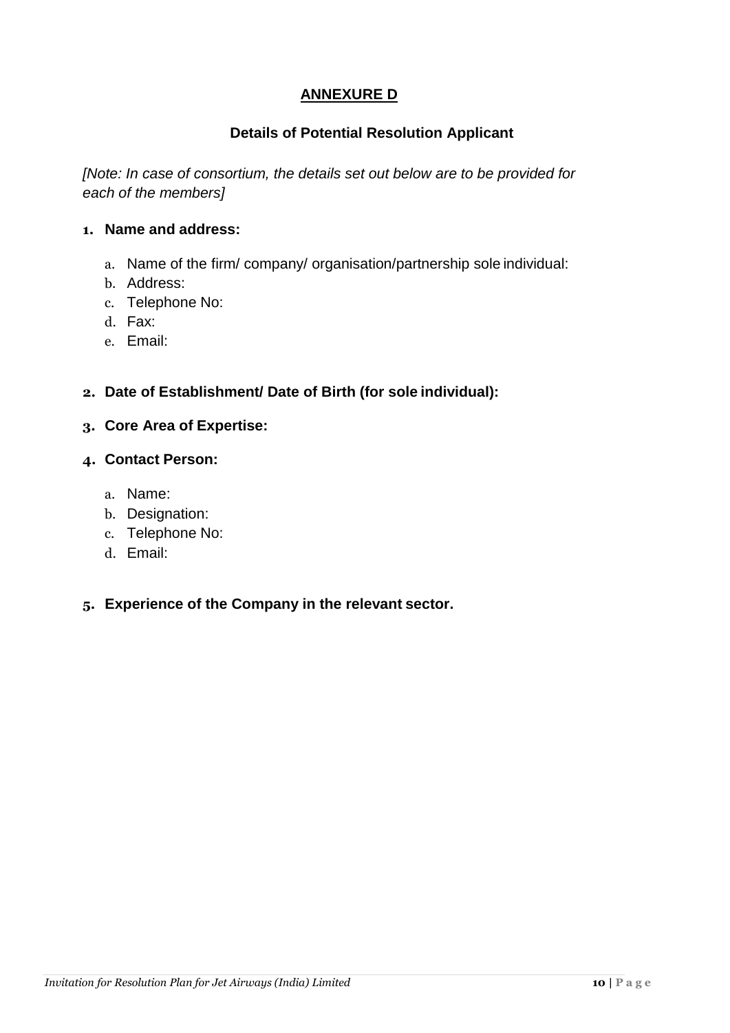## ANNEXURE D

### Details of Potential Resolution Applicant

*[Note: In case of consortium, the details set out below are to be provided for each of the members]*

1. **Name and address:**
   a. Name of the firm/ company/ organisation/partnership sole individual:
   b. Address:
   c. Telephone No:
   d. Fax:
   e. Email:

2. **Date of Establishment/ Date of Birth (for sole individual):**

3. **Core Area of Expertise:**

4. **Contact Person:**
   a. Name:
   b. Designation:
   c. Telephone No:
   d. Email:

5. **Experience of the Company in the relevant sector.**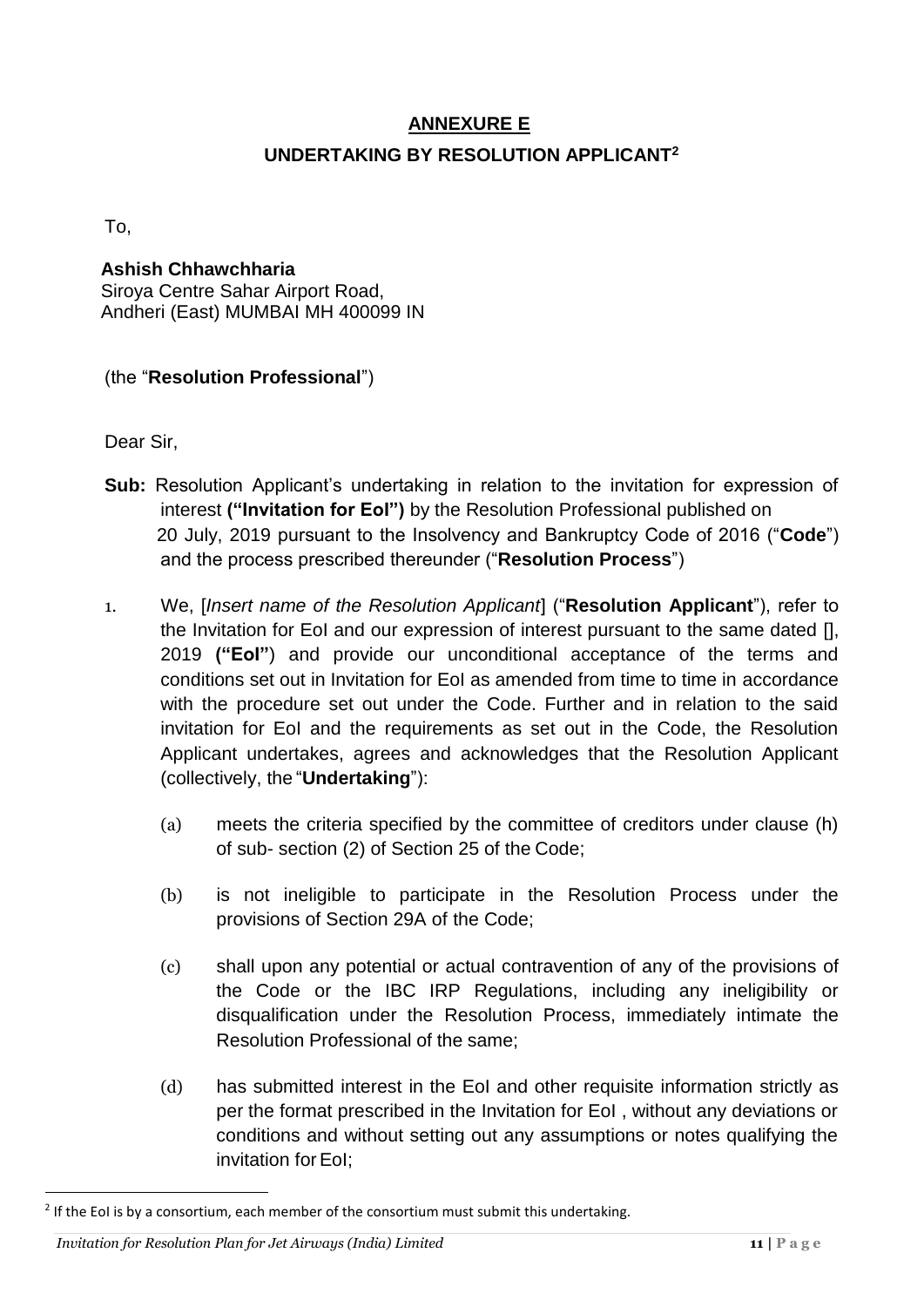## ANNEXURE E

### UNDERTAKING BY RESOLUTION APPLICANT[2]

To,

**Ashish Chhawchharia**
Siroya Centre Sahar Airport Road,
Andheri (East) MUMBAI MH 400099 IN

(the "**Resolution Professional**")

Dear Sir,

**Sub:** Resolution Applicant's undertaking in relation to the invitation for expression of interest **("Invitation for EoI")** by the Resolution Professional published on 20 July, 2019 pursuant to the Insolvency and Bankruptcy Code of 2016 ("**Code**") and the process prescribed thereunder ("**Resolution Process**")

1. We, [*Insert name of the Resolution Applicant*] ("**Resolution Applicant**"), refer to the Invitation for EoI and our expression of interest pursuant to the same dated [], 2019 **("EoI"**) and provide our unconditional acceptance of the terms and conditions set out in Invitation for EoI as amended from time to time in accordance with the procedure set out under the Code. Further and in relation to the said invitation for EoI and the requirements as set out in the Code, the Resolution Applicant undertakes, agrees and acknowledges that the Resolution Applicant (collectively, the "**Undertaking**"):

   (a) meets the criteria specified by the committee of creditors under clause (h) of sub- section (2) of Section 25 of the Code;

   (b) is not ineligible to participate in the Resolution Process under the provisions of Section 29A of the Code;

   (c) shall upon any potential or actual contravention of any of the provisions of the Code or the IBC IRP Regulations, including any ineligibility or disqualification under the Resolution Process, immediately intimate the Resolution Professional of the same;

   (d) has submitted interest in the EoI and other requisite information strictly as per the format prescribed in the Invitation for EoI , without any deviations or conditions and without setting out any assumptions or notes qualifying the invitation for EoI;

---

[2] If the EoI is by a consortium, each member of the consortium must submit this undertaking.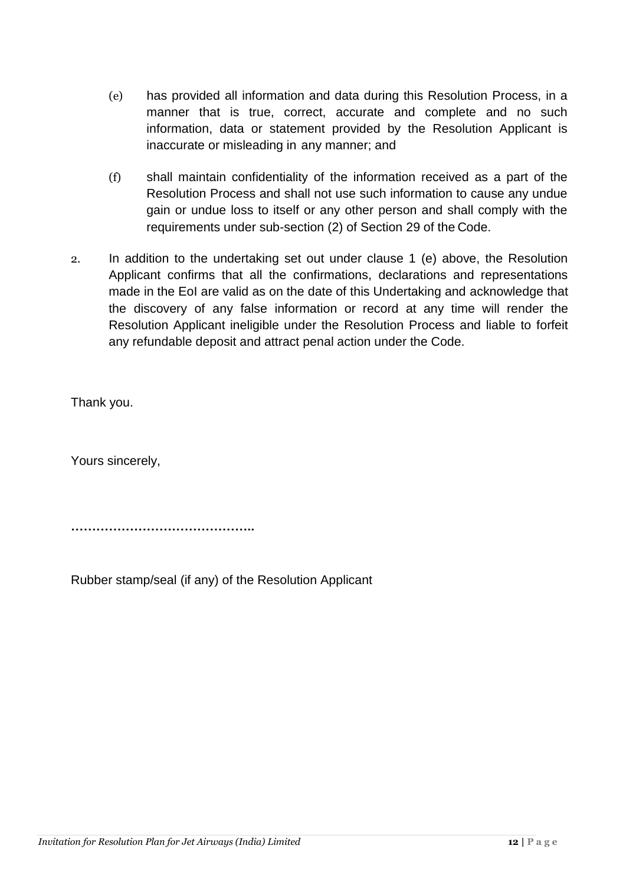(e) has provided all information and data during this Resolution Process, in a manner that is true, correct, accurate and complete and no such information, data or statement provided by the Resolution Applicant is inaccurate or misleading in any manner; and

(f) shall maintain confidentiality of the information received as a part of the Resolution Process and shall not use such information to cause any undue gain or undue loss to itself or any other person and shall comply with the requirements under sub-section (2) of Section 29 of the Code.

2. In addition to the undertaking set out under clause 1 (e) above, the Resolution Applicant confirms that all the confirmations, declarations and representations made in the EoI are valid as on the date of this Undertaking and acknowledge that the discovery of any false information or record at any time will render the Resolution Applicant ineligible under the Resolution Process and liable to forfeit any refundable deposit and attract penal action under the Code.

Thank you.

Yours sincerely,

……………………………………..

Rubber stamp/seal (if any) of the Resolution Applicant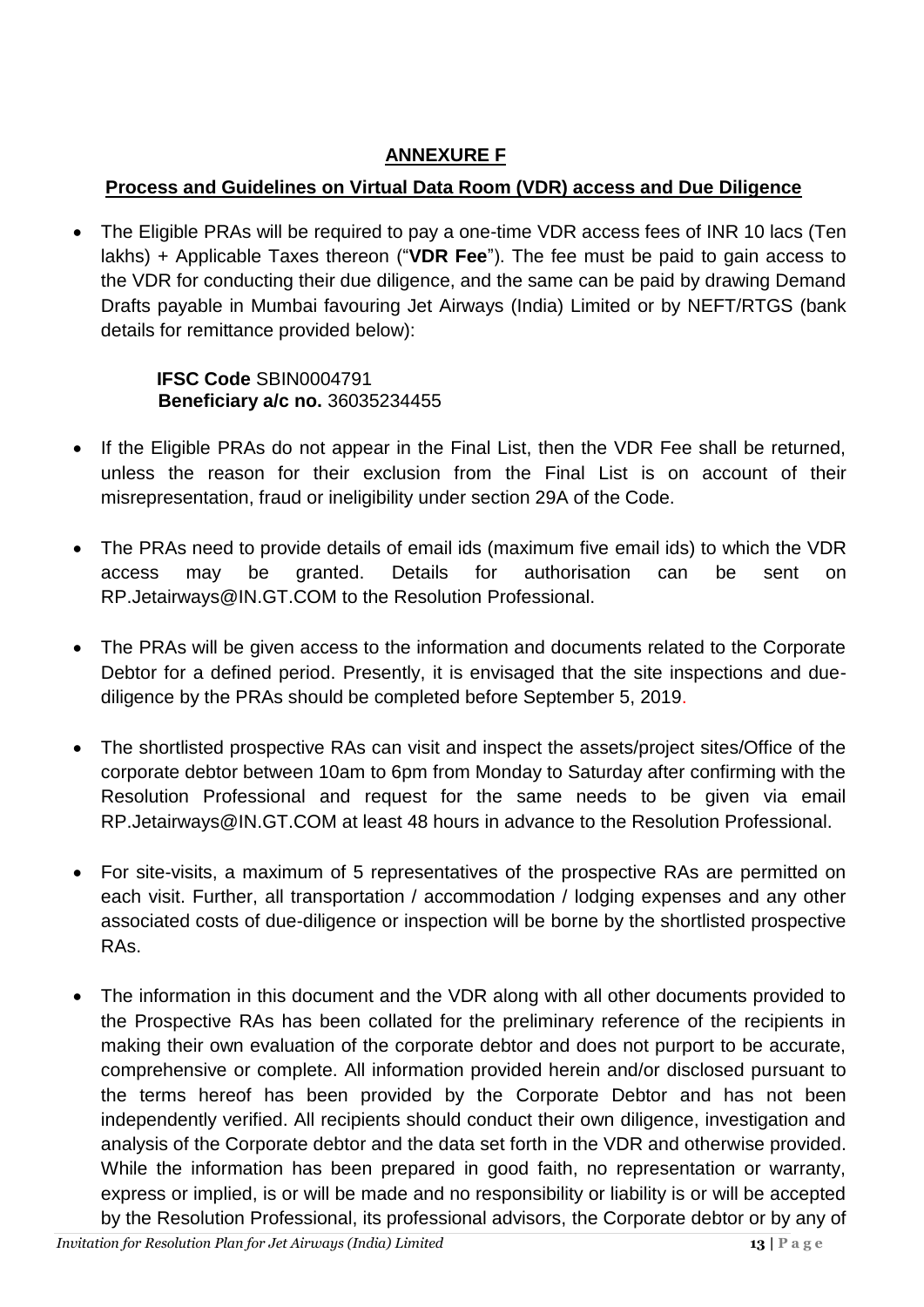## ANNEXURE F

### Process and Guidelines on Virtual Data Room (VDR) access and Due Diligence

- The Eligible PRAs will be required to pay a one-time VDR access fees of INR 10 lacs (Ten lakhs) + Applicable Taxes thereon ("**VDR Fee**"). The fee must be paid to gain access to the VDR for conducting their due diligence, and the same can be paid by drawing Demand Drafts payable in Mumbai favouring Jet Airways (India) Limited or by NEFT/RTGS (bank details for remittance provided below):

  **IFSC Code** SBIN0004791
  **Beneficiary a/c no.** 36035234455

- If the Eligible PRAs do not appear in the Final List, then the VDR Fee shall be returned, unless the reason for their exclusion from the Final List is on account of their misrepresentation, fraud or ineligibility under section 29A of the Code.

- The PRAs need to provide details of email ids (maximum five email ids) to which the VDR access may be granted. Details for authorisation can be sent on RP.Jetairways@IN.GT.COM to the Resolution Professional.

- The PRAs will be given access to the information and documents related to the Corporate Debtor for a defined period. Presently, it is envisaged that the site inspections and due-diligence by the PRAs should be completed before September 5, 2019.

- The shortlisted prospective RAs can visit and inspect the assets/project sites/Office of the corporate debtor between 10am to 6pm from Monday to Saturday after confirming with the Resolution Professional and request for the same needs to be given via email RP.Jetairways@IN.GT.COM at least 48 hours in advance to the Resolution Professional.

- For site-visits, a maximum of 5 representatives of the prospective RAs are permitted on each visit. Further, all transportation / accommodation / lodging expenses and any other associated costs of due-diligence or inspection will be borne by the shortlisted prospective RAs.

- The information in this document and the VDR along with all other documents provided to the Prospective RAs has been collated for the preliminary reference of the recipients in making their own evaluation of the corporate debtor and does not purport to be accurate, comprehensive or complete. All information provided herein and/or disclosed pursuant to the terms hereof has been provided by the Corporate Debtor and has not been independently verified. All recipients should conduct their own diligence, investigation and analysis of the Corporate debtor and the data set forth in the VDR and otherwise provided. While the information has been prepared in good faith, no representation or warranty, express or implied, is or will be made and no responsibility or liability is or will be accepted by the Resolution Professional, its professional advisors, the Corporate debtor or by any of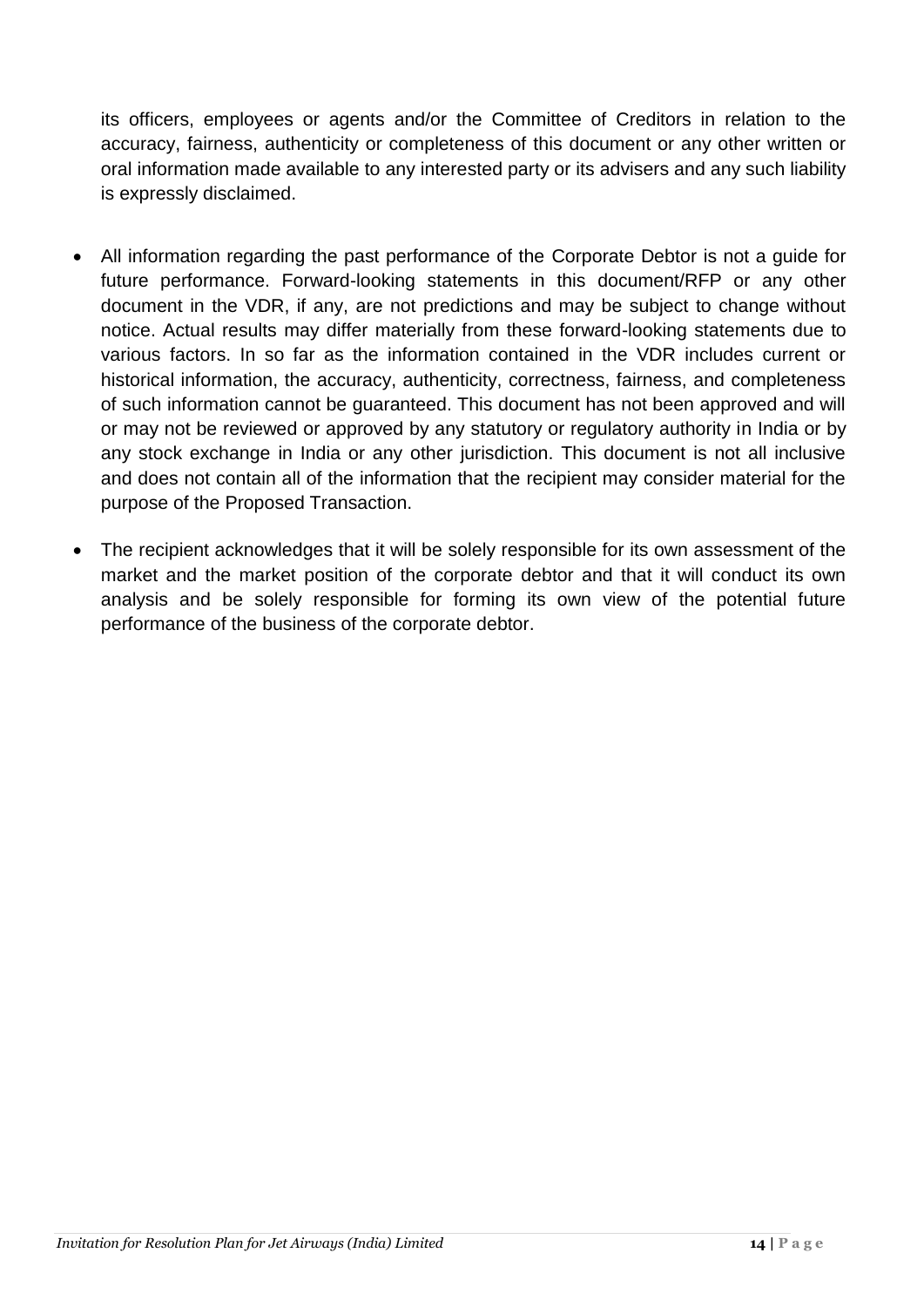its officers, employees or agents and/or the Committee of Creditors in relation to the accuracy, fairness, authenticity or completeness of this document or any other written or oral information made available to any interested party or its advisers and any such liability is expressly disclaimed.

- All information regarding the past performance of the Corporate Debtor is not a guide for future performance. Forward-looking statements in this document/RFP or any other document in the VDR, if any, are not predictions and may be subject to change without notice. Actual results may differ materially from these forward-looking statements due to various factors. In so far as the information contained in the VDR includes current or historical information, the accuracy, authenticity, correctness, fairness, and completeness of such information cannot be guaranteed. This document has not been approved and will or may not be reviewed or approved by any statutory or regulatory authority in India or by any stock exchange in India or any other jurisdiction. This document is not all inclusive and does not contain all of the information that the recipient may consider material for the purpose of the Proposed Transaction.
- The recipient acknowledges that it will be solely responsible for its own assessment of the market and the market position of the corporate debtor and that it will conduct its own analysis and be solely responsible for forming its own view of the potential future performance of the business of the corporate debtor.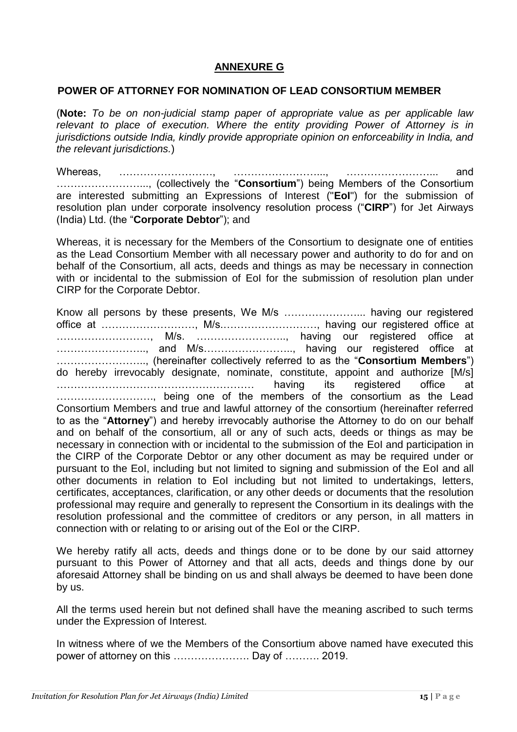## ANNEXURE G

### POWER OF ATTORNEY FOR NOMINATION OF LEAD CONSORTIUM MEMBER

(**Note:** *To be on non-judicial stamp paper of appropriate value as per applicable law relevant to place of execution. Where the entity providing Power of Attorney is in jurisdictions outside India, kindly provide appropriate opinion on enforceability in India, and the relevant jurisdictions.*)

Whereas, ………………………, ……………………..., ……………………... and ……………………..., (collectively the "**Consortium**") being Members of the Consortium are interested submitting an Expressions of Interest ("**EoI**") for the submission of resolution plan under corporate insolvency resolution process ("**CIRP**") for Jet Airways (India) Ltd. (the "**Corporate Debtor**"); and

Whereas, it is necessary for the Members of the Consortium to designate one of entities as the Lead Consortium Member with all necessary power and authority to do for and on behalf of the Consortium, all acts, deeds and things as may be necessary in connection with or incidental to the submission of EoI for the submission of resolution plan under CIRP for the Corporate Debtor.

Know all persons by these presents, We M/s …………………... having our registered office at ………………………, M/s………………………, having our registered office at ………………………, M/s. …………………….., having our registered office at …………………….., and M/s…………………….., having our registered office at …………………….., (hereinafter collectively referred to as the "**Consortium Members**") do hereby irrevocably designate, nominate, constitute, appoint and authorize [M/s] ………………………………………………… having its registered office at ……………………….., being one of the members of the consortium as the Lead Consortium Members and true and lawful attorney of the consortium (hereinafter referred to as the "**Attorney**") and hereby irrevocably authorise the Attorney to do on our behalf and on behalf of the consortium, all or any of such acts, deeds or things as may be necessary in connection with or incidental to the submission of the EoI and participation in the CIRP of the Corporate Debtor or any other document as may be required under or pursuant to the EoI, including but not limited to signing and submission of the EoI and all other documents in relation to EoI including but not limited to undertakings, letters, certificates, acceptances, clarification, or any other deeds or documents that the resolution professional may require and generally to represent the Consortium in its dealings with the resolution professional and the committee of creditors or any person, in all matters in connection with or relating to or arising out of the EoI or the CIRP.

We hereby ratify all acts, deeds and things done or to be done by our said attorney pursuant to this Power of Attorney and that all acts, deeds and things done by our aforesaid Attorney shall be binding on us and shall always be deemed to have been done by us.

All the terms used herein but not defined shall have the meaning ascribed to such terms under the Expression of Interest.

In witness where of we the Members of the Consortium above named have executed this power of attorney on this …………………. Day of ………. 2019.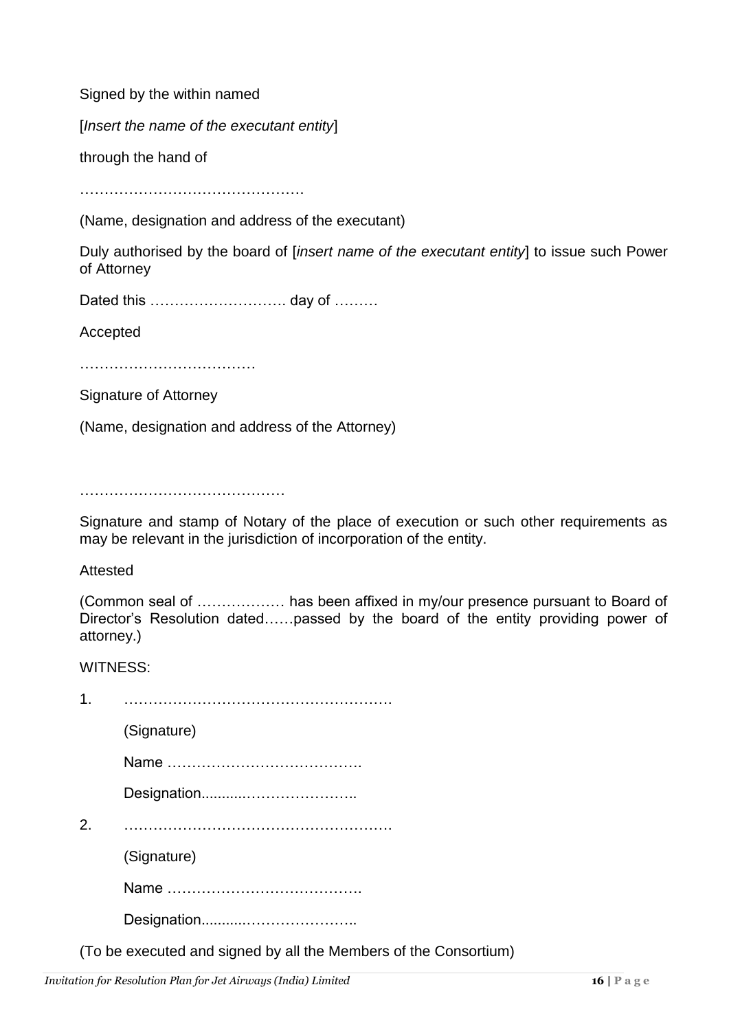Signed by the within named

[*Insert the name of the executant entity*]

through the hand of

……………………………………….

(Name, designation and address of the executant)

Duly authorised by the board of [*insert name of the executant entity*] to issue such Power of Attorney

Dated this ………………………. day of ………

Accepted

………………………………

Signature of Attorney

(Name, designation and address of the Attorney)

……………………………………

Signature and stamp of Notary of the place of execution or such other requirements as may be relevant in the jurisdiction of incorporation of the entity.

Attested

(Common seal of ……………… has been affixed in my/our presence pursuant to Board of Director's Resolution dated……passed by the board of the entity providing power of attorney.)

WITNESS:

1. ……………………………………………….

   (Signature)

   Name ………………………………….

   Designation...........………………….

2. ……………………………………………….

   (Signature)

   Name ………………………………….

   Designation...........………………….

(To be executed and signed by all the Members of the Consortium)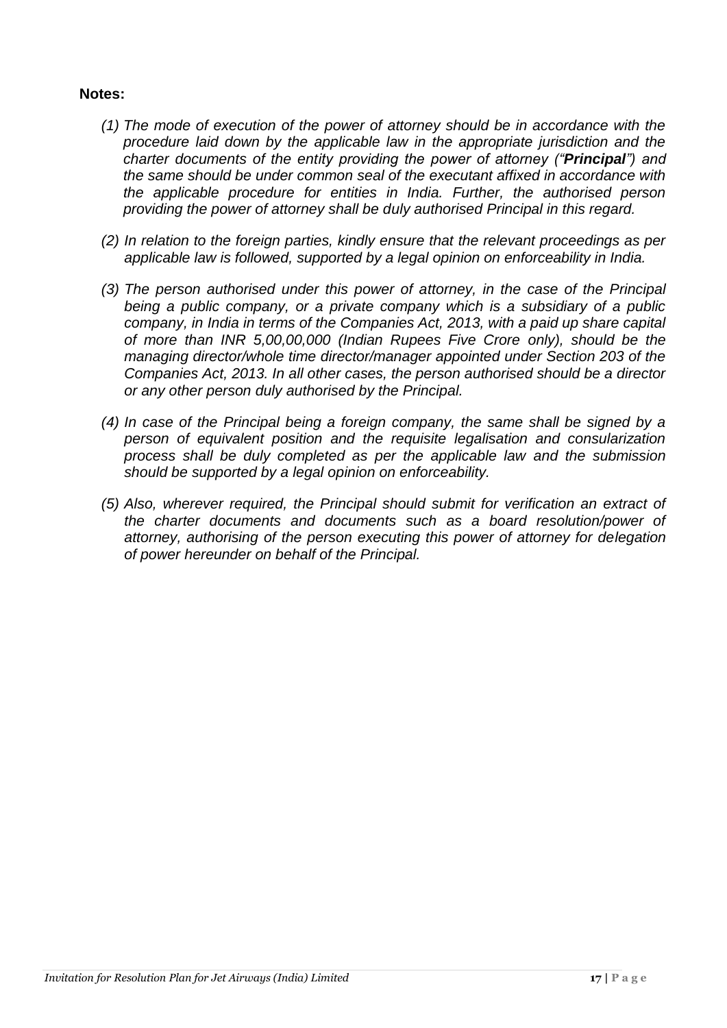**Notes:**

*(1) The mode of execution of the power of attorney should be in accordance with the procedure laid down by the applicable law in the appropriate jurisdiction and the charter documents of the entity providing the power of attorney ("**Principal**") and the same should be under common seal of the executant affixed in accordance with the applicable procedure for entities in India. Further, the authorised person providing the power of attorney shall be duly authorised Principal in this regard.*

*(2) In relation to the foreign parties, kindly ensure that the relevant proceedings as per applicable law is followed, supported by a legal opinion on enforceability in India.*

*(3) The person authorised under this power of attorney, in the case of the Principal being a public company, or a private company which is a subsidiary of a public company, in India in terms of the Companies Act, 2013, with a paid up share capital of more than INR 5,00,00,000 (Indian Rupees Five Crore only), should be the managing director/whole time director/manager appointed under Section 203 of the Companies Act, 2013. In all other cases, the person authorised should be a director or any other person duly authorised by the Principal.*

*(4) In case of the Principal being a foreign company, the same shall be signed by a person of equivalent position and the requisite legalisation and consularization process shall be duly completed as per the applicable law and the submission should be supported by a legal opinion on enforceability.*

*(5) Also, wherever required, the Principal should submit for verification an extract of the charter documents and documents such as a board resolution/power of attorney, authorising of the person executing this power of attorney for delegation of power hereunder on behalf of the Principal.*